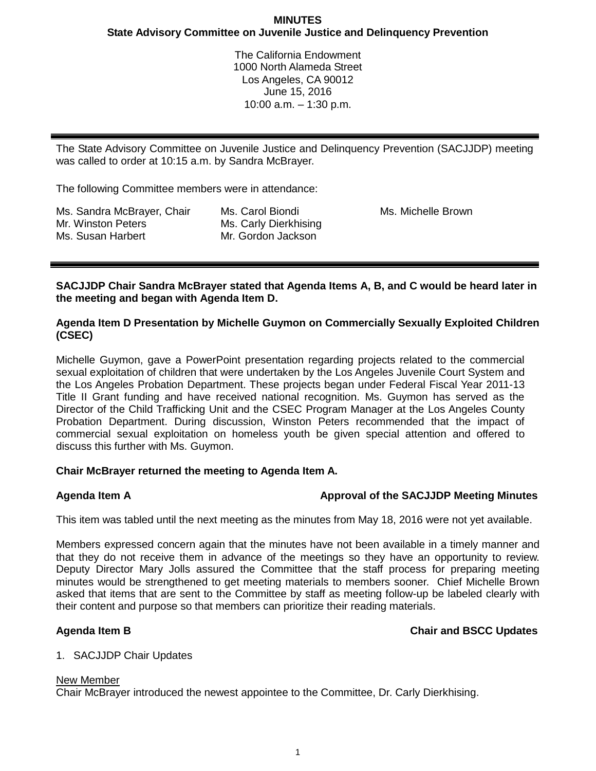# MINUTES
## State Advisory Committee on Juvenile Justice and Delinquency Prevention

The California Endowment
1000 North Alameda Street
Los Angeles, CA 90012
June 15, 2016
10:00 a.m. – 1:30 p.m.

---

The State Advisory Committee on Juvenile Justice and Delinquency Prevention (SACJJDP) meeting was called to order at 10:15 a.m. by Sandra McBrayer.

The following Committee members were in attendance:

| | | |
|---|---|---|
| Ms. Sandra McBrayer, Chair | Ms. Carol Biondi | Ms. Michelle Brown |
| Mr. Winston Peters | Ms. Carly Dierkhising | |
| Ms. Susan Harbert | Mr. Gordon Jackson | |

---

**SACJJDP Chair Sandra McBrayer stated that Agenda Items A, B, and C would be heard later in the meeting and began with Agenda Item D.**

**Agenda Item D Presentation by Michelle Guymon on Commercially Sexually Exploited Children (CSEC)**

Michelle Guymon, gave a PowerPoint presentation regarding projects related to the commercial sexual exploitation of children that were undertaken by the Los Angeles Juvenile Court System and the Los Angeles Probation Department. These projects began under Federal Fiscal Year 2011-13 Title II Grant funding and have received national recognition. Ms. Guymon has served as the Director of the Child Trafficking Unit and the CSEC Program Manager at the Los Angeles County Probation Department. During discussion, Winston Peters recommended that the impact of commercial sexual exploitation on homeless youth be given special attention and offered to discuss this further with Ms. Guymon.

**Chair McBrayer returned the meeting to Agenda Item A.**

**Agenda Item A — Approval of the SACJJDP Meeting Minutes**

This item was tabled until the next meeting as the minutes from May 18, 2016 were not yet available.

Members expressed concern again that the minutes have not been available in a timely manner and that they do not receive them in advance of the meetings so they have an opportunity to review. Deputy Director Mary Jolls assured the Committee that the staff process for preparing meeting minutes would be strengthened to get meeting materials to members sooner. Chief Michelle Brown asked that items that are sent to the Committee by staff as meeting follow-up be labeled clearly with their content and purpose so that members can prioritize their reading materials.

**Agenda Item B — Chair and BSCC Updates**

1. SACJJDP Chair Updates

<u>New Member</u>
Chair McBrayer introduced the newest appointee to the Committee, Dr. Carly Dierkhising.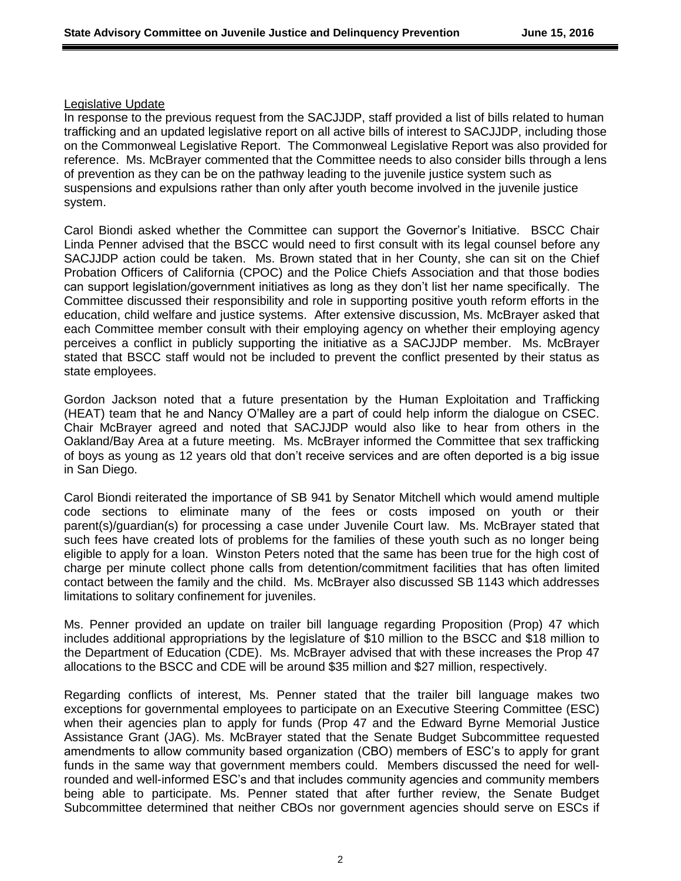Legislative Update

In response to the previous request from the SACJJDP, staff provided a list of bills related to human trafficking and an updated legislative report on all active bills of interest to SACJJDP, including those on the Commonweal Legislative Report. The Commonweal Legislative Report was also provided for reference. Ms. McBrayer commented that the Committee needs to also consider bills through a lens of prevention as they can be on the pathway leading to the juvenile justice system such as suspensions and expulsions rather than only after youth become involved in the juvenile justice system.

Carol Biondi asked whether the Committee can support the Governor's Initiative. BSCC Chair Linda Penner advised that the BSCC would need to first consult with its legal counsel before any SACJJDP action could be taken. Ms. Brown stated that in her County, she can sit on the Chief Probation Officers of California (CPOC) and the Police Chiefs Association and that those bodies can support legislation/government initiatives as long as they don't list her name specifically. The Committee discussed their responsibility and role in supporting positive youth reform efforts in the education, child welfare and justice systems. After extensive discussion, Ms. McBrayer asked that each Committee member consult with their employing agency on whether their employing agency perceives a conflict in publicly supporting the initiative as a SACJJDP member. Ms. McBrayer stated that BSCC staff would not be included to prevent the conflict presented by their status as state employees.

Gordon Jackson noted that a future presentation by the Human Exploitation and Trafficking (HEAT) team that he and Nancy O'Malley are a part of could help inform the dialogue on CSEC. Chair McBrayer agreed and noted that SACJJDP would also like to hear from others in the Oakland/Bay Area at a future meeting. Ms. McBrayer informed the Committee that sex trafficking of boys as young as 12 years old that don't receive services and are often deported is a big issue in San Diego.

Carol Biondi reiterated the importance of SB 941 by Senator Mitchell which would amend multiple code sections to eliminate many of the fees or costs imposed on youth or their parent(s)/guardian(s) for processing a case under Juvenile Court law. Ms. McBrayer stated that such fees have created lots of problems for the families of these youth such as no longer being eligible to apply for a loan. Winston Peters noted that the same has been true for the high cost of charge per minute collect phone calls from detention/commitment facilities that has often limited contact between the family and the child. Ms. McBrayer also discussed SB 1143 which addresses limitations to solitary confinement for juveniles.

Ms. Penner provided an update on trailer bill language regarding Proposition (Prop) 47 which includes additional appropriations by the legislature of $10 million to the BSCC and $18 million to the Department of Education (CDE). Ms. McBrayer advised that with these increases the Prop 47 allocations to the BSCC and CDE will be around $35 million and $27 million, respectively.

Regarding conflicts of interest, Ms. Penner stated that the trailer bill language makes two exceptions for governmental employees to participate on an Executive Steering Committee (ESC) when their agencies plan to apply for funds (Prop 47 and the Edward Byrne Memorial Justice Assistance Grant (JAG). Ms. McBrayer stated that the Senate Budget Subcommittee requested amendments to allow community based organization (CBO) members of ESC's to apply for grant funds in the same way that government members could. Members discussed the need for well-rounded and well-informed ESC's and that includes community agencies and community members being able to participate. Ms. Penner stated that after further review, the Senate Budget Subcommittee determined that neither CBOs nor government agencies should serve on ESCs if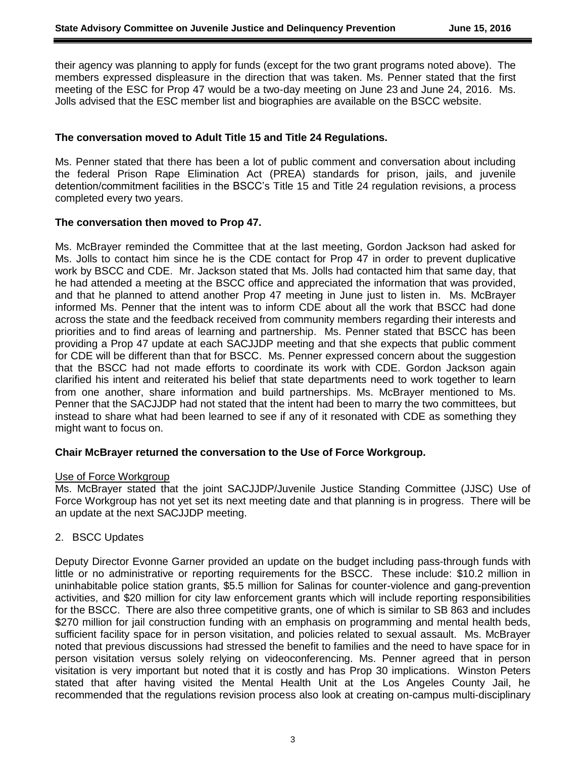their agency was planning to apply for funds (except for the two grant programs noted above). The members expressed displeasure in the direction that was taken. Ms. Penner stated that the first meeting of the ESC for Prop 47 would be a two-day meeting on June 23 and June 24, 2016. Ms. Jolls advised that the ESC member list and biographies are available on the BSCC website.

**The conversation moved to Adult Title 15 and Title 24 Regulations.**

Ms. Penner stated that there has been a lot of public comment and conversation about including the federal Prison Rape Elimination Act (PREA) standards for prison, jails, and juvenile detention/commitment facilities in the BSCC's Title 15 and Title 24 regulation revisions, a process completed every two years.

**The conversation then moved to Prop 47.**

Ms. McBrayer reminded the Committee that at the last meeting, Gordon Jackson had asked for Ms. Jolls to contact him since he is the CDE contact for Prop 47 in order to prevent duplicative work by BSCC and CDE. Mr. Jackson stated that Ms. Jolls had contacted him that same day, that he had attended a meeting at the BSCC office and appreciated the information that was provided, and that he planned to attend another Prop 47 meeting in June just to listen in. Ms. McBrayer informed Ms. Penner that the intent was to inform CDE about all the work that BSCC had done across the state and the feedback received from community members regarding their interests and priorities and to find areas of learning and partnership. Ms. Penner stated that BSCC has been providing a Prop 47 update at each SACJJDP meeting and that she expects that public comment for CDE will be different than that for BSCC. Ms. Penner expressed concern about the suggestion that the BSCC had not made efforts to coordinate its work with CDE. Gordon Jackson again clarified his intent and reiterated his belief that state departments need to work together to learn from one another, share information and build partnerships. Ms. McBrayer mentioned to Ms. Penner that the SACJJDP had not stated that the intent had been to marry the two committees, but instead to share what had been learned to see if any of it resonated with CDE as something they might want to focus on.

**Chair McBrayer returned the conversation to the Use of Force Workgroup.**

Use of Force Workgroup

Ms. McBrayer stated that the joint SACJJDP/Juvenile Justice Standing Committee (JJSC) Use of Force Workgroup has not yet set its next meeting date and that planning is in progress. There will be an update at the next SACJJDP meeting.

2. BSCC Updates

Deputy Director Evonne Garner provided an update on the budget including pass-through funds with little or no administrative or reporting requirements for the BSCC. These include: $10.2 million in uninhabitable police station grants, $5.5 million for Salinas for counter-violence and gang-prevention activities, and $20 million for city law enforcement grants which will include reporting responsibilities for the BSCC. There are also three competitive grants, one of which is similar to SB 863 and includes $270 million for jail construction funding with an emphasis on programming and mental health beds, sufficient facility space for in person visitation, and policies related to sexual assault. Ms. McBrayer noted that previous discussions had stressed the benefit to families and the need to have space for in person visitation versus solely relying on videoconferencing. Ms. Penner agreed that in person visitation is very important but noted that it is costly and has Prop 30 implications. Winston Peters stated that after having visited the Mental Health Unit at the Los Angeles County Jail, he recommended that the regulations revision process also look at creating on-campus multi-disciplinary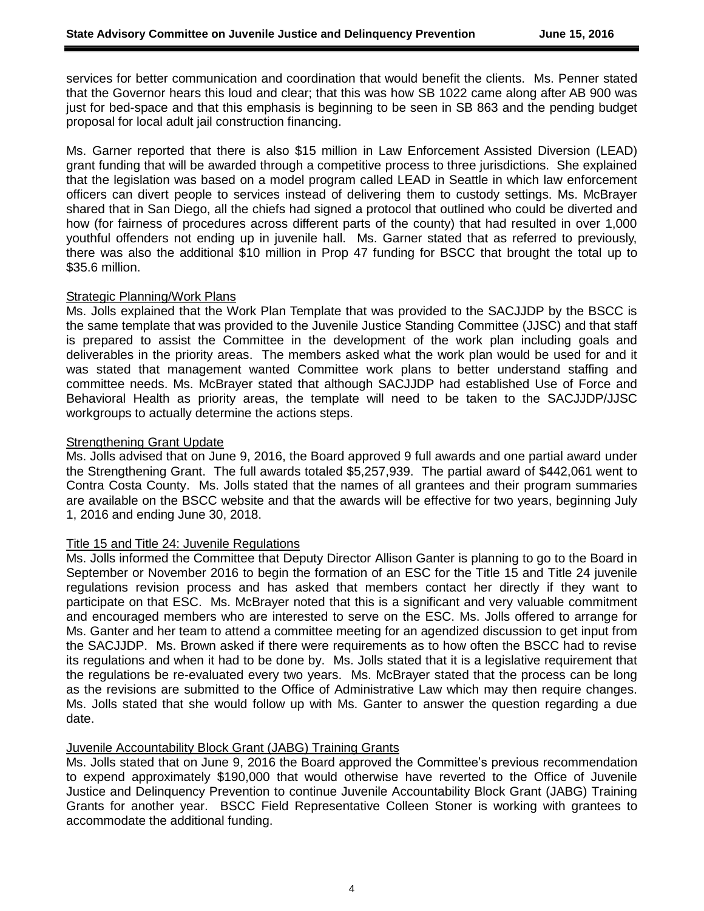services for better communication and coordination that would benefit the clients. Ms. Penner stated that the Governor hears this loud and clear; that this was how SB 1022 came along after AB 900 was just for bed-space and that this emphasis is beginning to be seen in SB 863 and the pending budget proposal for local adult jail construction financing.

Ms. Garner reported that there is also $15 million in Law Enforcement Assisted Diversion (LEAD) grant funding that will be awarded through a competitive process to three jurisdictions. She explained that the legislation was based on a model program called LEAD in Seattle in which law enforcement officers can divert people to services instead of delivering them to custody settings. Ms. McBrayer shared that in San Diego, all the chiefs had signed a protocol that outlined who could be diverted and how (for fairness of procedures across different parts of the county) that had resulted in over 1,000 youthful offenders not ending up in juvenile hall. Ms. Garner stated that as referred to previously, there was also the additional $10 million in Prop 47 funding for BSCC that brought the total up to $35.6 million.

## Strategic Planning/Work Plans

Ms. Jolls explained that the Work Plan Template that was provided to the SACJJDP by the BSCC is the same template that was provided to the Juvenile Justice Standing Committee (JJSC) and that staff is prepared to assist the Committee in the development of the work plan including goals and deliverables in the priority areas. The members asked what the work plan would be used for and it was stated that management wanted Committee work plans to better understand staffing and committee needs. Ms. McBrayer stated that although SACJJDP had established Use of Force and Behavioral Health as priority areas, the template will need to be taken to the SACJJDP/JJSC workgroups to actually determine the actions steps.

## Strengthening Grant Update

Ms. Jolls advised that on June 9, 2016, the Board approved 9 full awards and one partial award under the Strengthening Grant. The full awards totaled $5,257,939. The partial award of $442,061 went to Contra Costa County. Ms. Jolls stated that the names of all grantees and their program summaries are available on the BSCC website and that the awards will be effective for two years, beginning July 1, 2016 and ending June 30, 2018.

## Title 15 and Title 24: Juvenile Regulations

Ms. Jolls informed the Committee that Deputy Director Allison Ganter is planning to go to the Board in September or November 2016 to begin the formation of an ESC for the Title 15 and Title 24 juvenile regulations revision process and has asked that members contact her directly if they want to participate on that ESC. Ms. McBrayer noted that this is a significant and very valuable commitment and encouraged members who are interested to serve on the ESC. Ms. Jolls offered to arrange for Ms. Ganter and her team to attend a committee meeting for an agendized discussion to get input from the SACJJDP. Ms. Brown asked if there were requirements as to how often the BSCC had to revise its regulations and when it had to be done by. Ms. Jolls stated that it is a legislative requirement that the regulations be re-evaluated every two years. Ms. McBrayer stated that the process can be long as the revisions are submitted to the Office of Administrative Law which may then require changes. Ms. Jolls stated that she would follow up with Ms. Ganter to answer the question regarding a due date.

## Juvenile Accountability Block Grant (JABG) Training Grants

Ms. Jolls stated that on June 9, 2016 the Board approved the Committee's previous recommendation to expend approximately $190,000 that would otherwise have reverted to the Office of Juvenile Justice and Delinquency Prevention to continue Juvenile Accountability Block Grant (JABG) Training Grants for another year. BSCC Field Representative Colleen Stoner is working with grantees to accommodate the additional funding.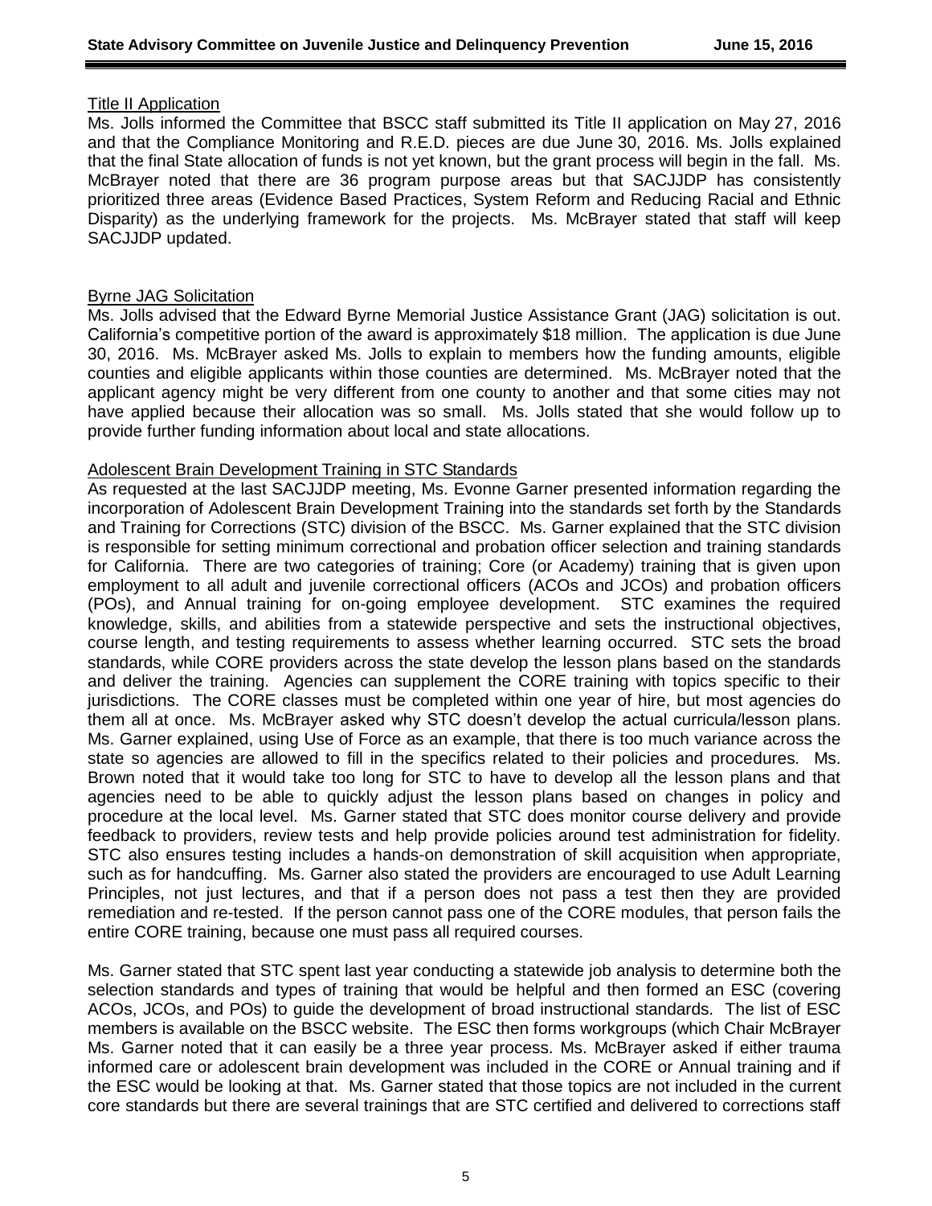Title II Application

Ms. Jolls informed the Committee that BSCC staff submitted its Title II application on May 27, 2016 and that the Compliance Monitoring and R.E.D. pieces are due June 30, 2016. Ms. Jolls explained that the final State allocation of funds is not yet known, but the grant process will begin in the fall. Ms. McBrayer noted that there are 36 program purpose areas but that SACJJDP has consistently prioritized three areas (Evidence Based Practices, System Reform and Reducing Racial and Ethnic Disparity) as the underlying framework for the projects. Ms. McBrayer stated that staff will keep SACJJDP updated.

Byrne JAG Solicitation

Ms. Jolls advised that the Edward Byrne Memorial Justice Assistance Grant (JAG) solicitation is out. California's competitive portion of the award is approximately $18 million. The application is due June 30, 2016. Ms. McBrayer asked Ms. Jolls to explain to members how the funding amounts, eligible counties and eligible applicants within those counties are determined. Ms. McBrayer noted that the applicant agency might be very different from one county to another and that some cities may not have applied because their allocation was so small. Ms. Jolls stated that she would follow up to provide further funding information about local and state allocations.

Adolescent Brain Development Training in STC Standards

As requested at the last SACJJDP meeting, Ms. Evonne Garner presented information regarding the incorporation of Adolescent Brain Development Training into the standards set forth by the Standards and Training for Corrections (STC) division of the BSCC. Ms. Garner explained that the STC division is responsible for setting minimum correctional and probation officer selection and training standards for California. There are two categories of training; Core (or Academy) training that is given upon employment to all adult and juvenile correctional officers (ACOs and JCOs) and probation officers (POs), and Annual training for on-going employee development. STC examines the required knowledge, skills, and abilities from a statewide perspective and sets the instructional objectives, course length, and testing requirements to assess whether learning occurred. STC sets the broad standards, while CORE providers across the state develop the lesson plans based on the standards and deliver the training. Agencies can supplement the CORE training with topics specific to their jurisdictions. The CORE classes must be completed within one year of hire, but most agencies do them all at once. Ms. McBrayer asked why STC doesn't develop the actual curricula/lesson plans. Ms. Garner explained, using Use of Force as an example, that there is too much variance across the state so agencies are allowed to fill in the specifics related to their policies and procedures. Ms. Brown noted that it would take too long for STC to have to develop all the lesson plans and that agencies need to be able to quickly adjust the lesson plans based on changes in policy and procedure at the local level. Ms. Garner stated that STC does monitor course delivery and provide feedback to providers, review tests and help provide policies around test administration for fidelity. STC also ensures testing includes a hands-on demonstration of skill acquisition when appropriate, such as for handcuffing. Ms. Garner also stated the providers are encouraged to use Adult Learning Principles, not just lectures, and that if a person does not pass a test then they are provided remediation and re-tested. If the person cannot pass one of the CORE modules, that person fails the entire CORE training, because one must pass all required courses.

Ms. Garner stated that STC spent last year conducting a statewide job analysis to determine both the selection standards and types of training that would be helpful and then formed an ESC (covering ACOs, JCOs, and POs) to guide the development of broad instructional standards. The list of ESC members is available on the BSCC website. The ESC then forms workgroups (which Chair McBrayer Ms. Garner noted that it can easily be a three year process. Ms. McBrayer asked if either trauma informed care or adolescent brain development was included in the CORE or Annual training and if the ESC would be looking at that. Ms. Garner stated that those topics are not included in the current core standards but there are several trainings that are STC certified and delivered to corrections staff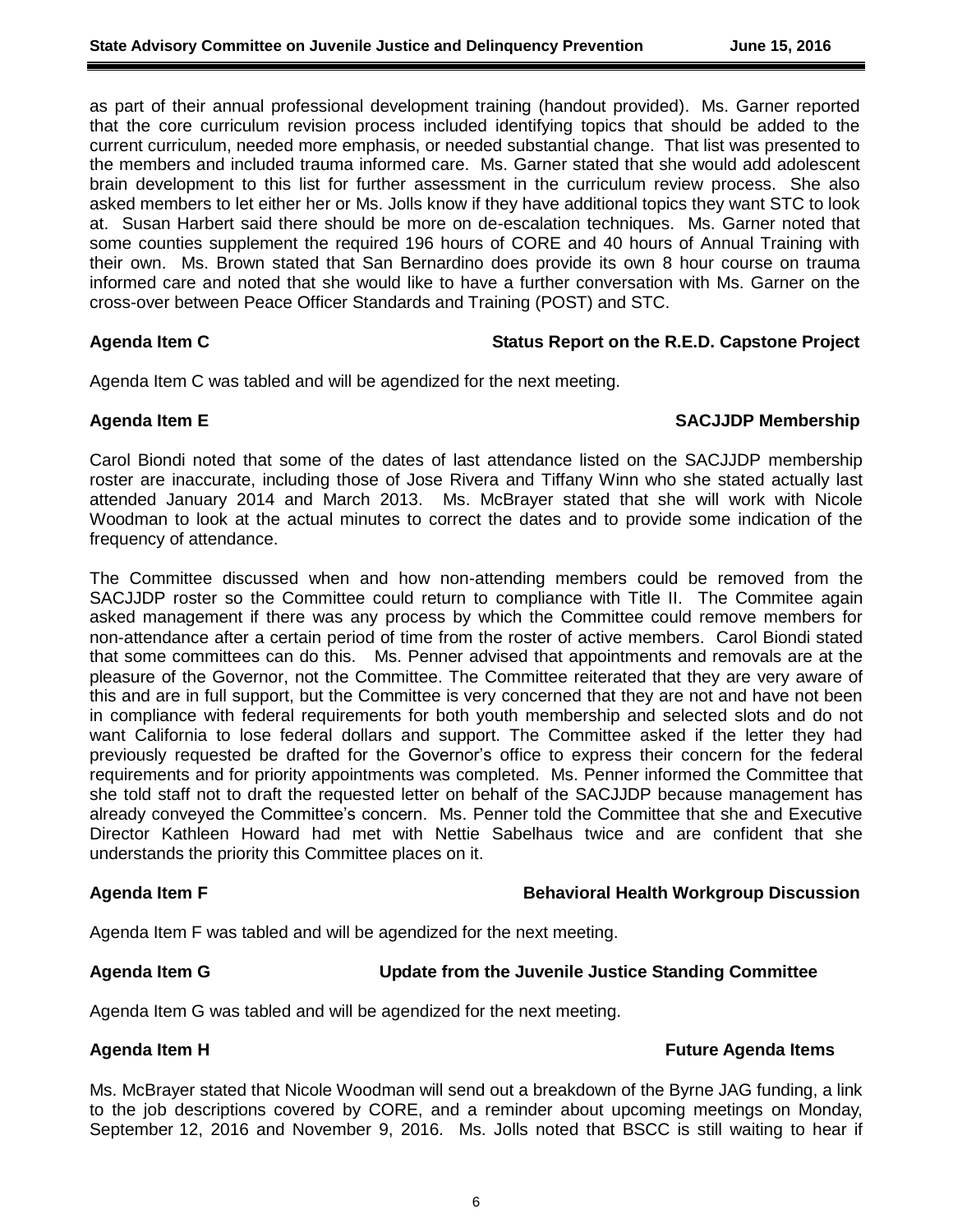as part of their annual professional development training (handout provided). Ms. Garner reported that the core curriculum revision process included identifying topics that should be added to the current curriculum, needed more emphasis, or needed substantial change. That list was presented to the members and included trauma informed care. Ms. Garner stated that she would add adolescent brain development to this list for further assessment in the curriculum review process. She also asked members to let either her or Ms. Jolls know if they have additional topics they want STC to look at. Susan Harbert said there should be more on de-escalation techniques. Ms. Garner noted that some counties supplement the required 196 hours of CORE and 40 hours of Annual Training with their own. Ms. Brown stated that San Bernardino does provide its own 8 hour course on trauma informed care and noted that she would like to have a further conversation with Ms. Garner on the cross-over between Peace Officer Standards and Training (POST) and STC.

**Agenda Item C — Status Report on the R.E.D. Capstone Project**

Agenda Item C was tabled and will be agendized for the next meeting.

**Agenda Item E — SACJJDP Membership**

Carol Biondi noted that some of the dates of last attendance listed on the SACJJDP membership roster are inaccurate, including those of Jose Rivera and Tiffany Winn who she stated actually last attended January 2014 and March 2013. Ms. McBrayer stated that she will work with Nicole Woodman to look at the actual minutes to correct the dates and to provide some indication of the frequency of attendance.

The Committee discussed when and how non-attending members could be removed from the SACJJDP roster so the Committee could return to compliance with Title II. The Commitee again asked management if there was any process by which the Committee could remove members for non-attendance after a certain period of time from the roster of active members. Carol Biondi stated that some committees can do this. Ms. Penner advised that appointments and removals are at the pleasure of the Governor, not the Committee. The Committee reiterated that they are very aware of this and are in full support, but the Committee is very concerned that they are not and have not been in compliance with federal requirements for both youth membership and selected slots and do not want California to lose federal dollars and support. The Committee asked if the letter they had previously requested be drafted for the Governor's office to express their concern for the federal requirements and for priority appointments was completed. Ms. Penner informed the Committee that she told staff not to draft the requested letter on behalf of the SACJJDP because management has already conveyed the Committee's concern. Ms. Penner told the Committee that she and Executive Director Kathleen Howard had met with Nettie Sabelhaus twice and are confident that she understands the priority this Committee places on it.

**Agenda Item F — Behavioral Health Workgroup Discussion**

Agenda Item F was tabled and will be agendized for the next meeting.

**Agenda Item G — Update from the Juvenile Justice Standing Committee**

Agenda Item G was tabled and will be agendized for the next meeting.

**Agenda Item H — Future Agenda Items**

Ms. McBrayer stated that Nicole Woodman will send out a breakdown of the Byrne JAG funding, a link to the job descriptions covered by CORE, and a reminder about upcoming meetings on Monday, September 12, 2016 and November 9, 2016. Ms. Jolls noted that BSCC is still waiting to hear if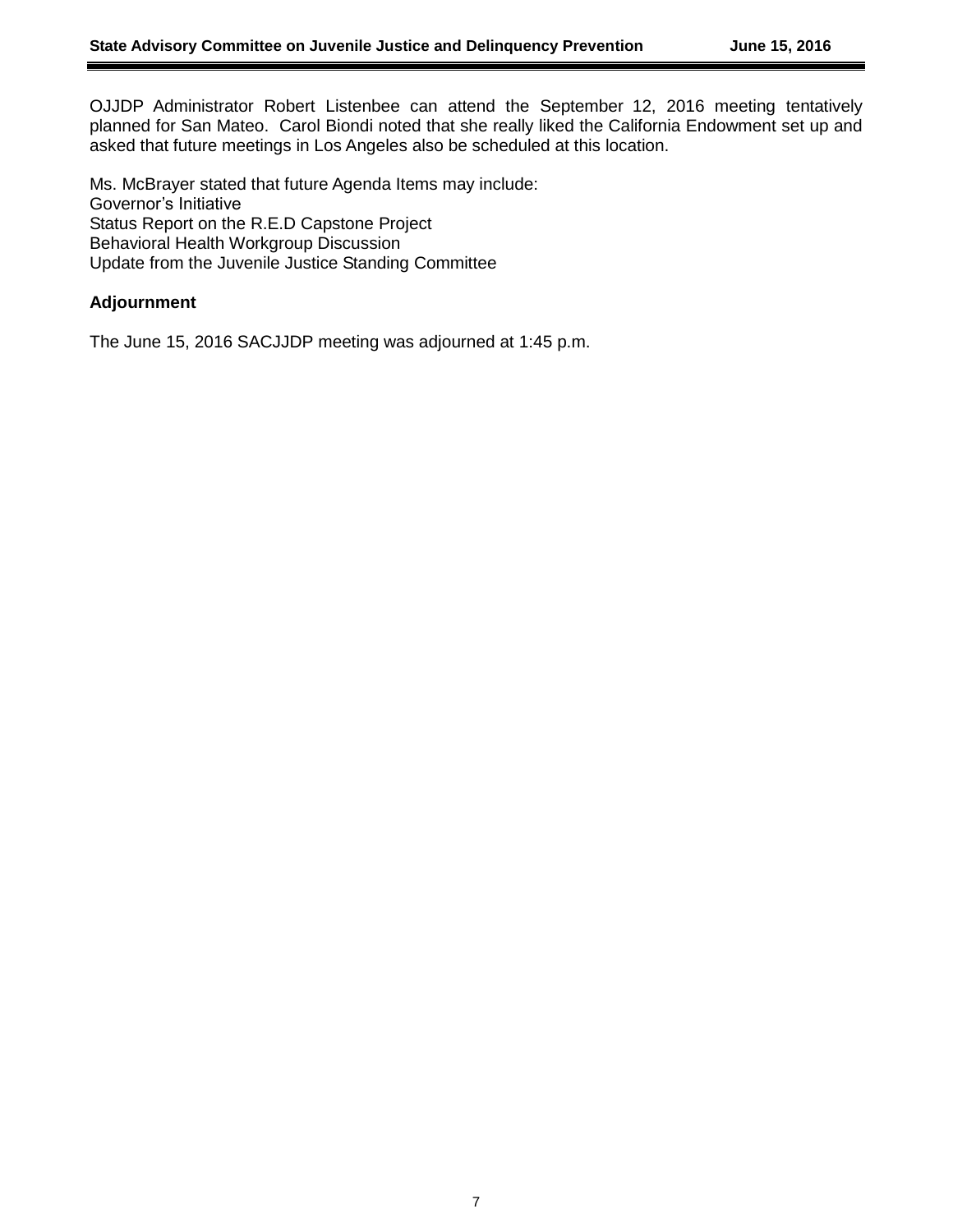OJJDP Administrator Robert Listenbee can attend the September 12, 2016 meeting tentatively planned for San Mateo. Carol Biondi noted that she really liked the California Endowment set up and asked that future meetings in Los Angeles also be scheduled at this location.

Ms. McBrayer stated that future Agenda Items may include:
Governor's Initiative
Status Report on the R.E.D Capstone Project
Behavioral Health Workgroup Discussion
Update from the Juvenile Justice Standing Committee

**Adjournment**

The June 15, 2016 SACJJDP meeting was adjourned at 1:45 p.m.